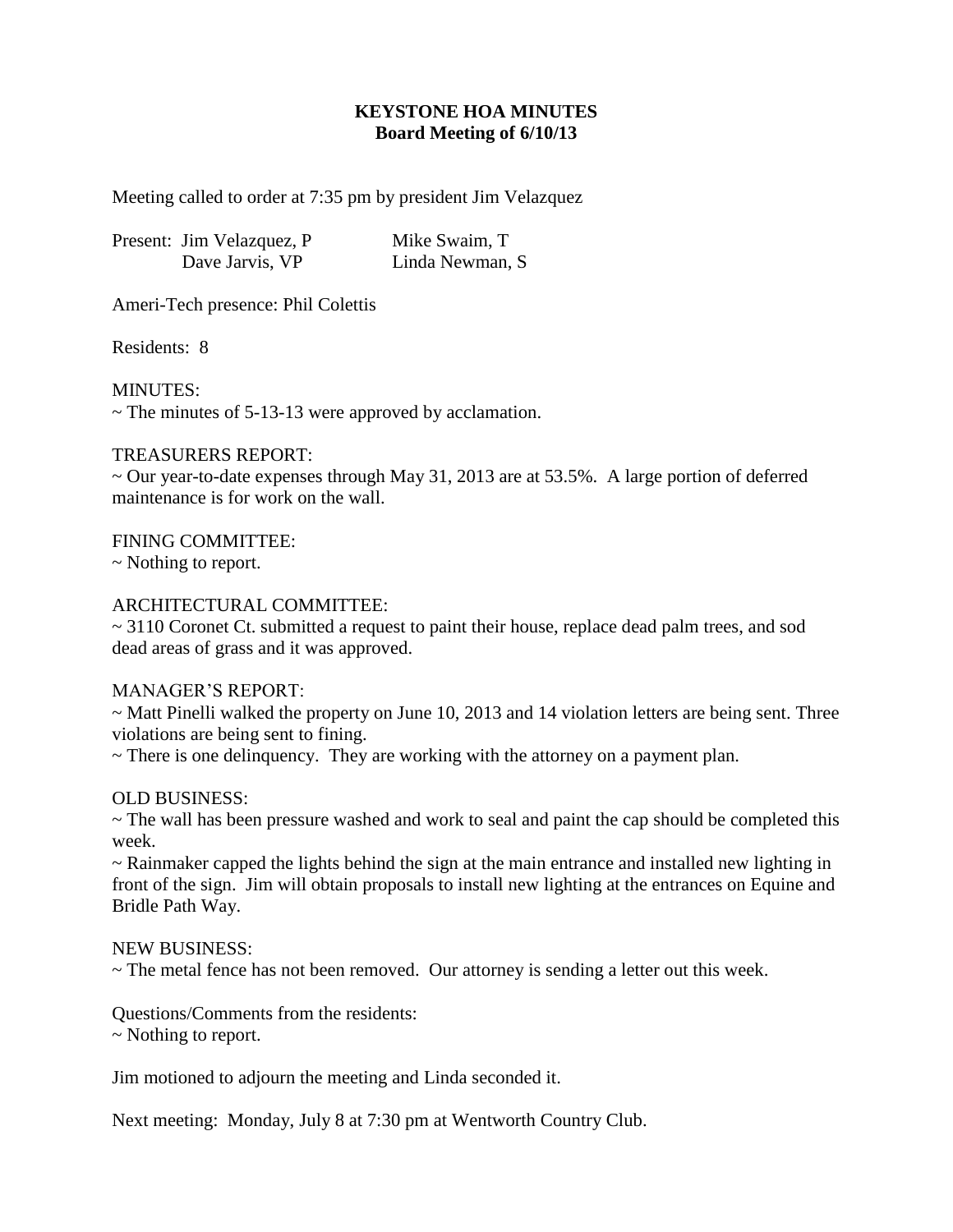# KEYSTONE HOA MINUTES
## Board Meeting of 6/10/13

Meeting called to order at 7:35 pm by president Jim Velazquez

Present: Jim Velazquez, P    Mike Swaim, T
Dave Jarvis, VP    Linda Newman, S

Ameri-Tech presence: Phil Colettis

Residents: 8

MINUTES:
~ The minutes of 5-13-13 were approved by acclamation.

TREASURERS REPORT:
~ Our year-to-date expenses through May 31, 2013 are at 53.5%. A large portion of deferred maintenance is for work on the wall.

FINING COMMITTEE:
~ Nothing to report.

ARCHITECTURAL COMMITTEE:
~ 3110 Coronet Ct. submitted a request to paint their house, replace dead palm trees, and sod dead areas of grass and it was approved.

MANAGER'S REPORT:
~ Matt Pinelli walked the property on June 10, 2013 and 14 violation letters are being sent. Three violations are being sent to fining.
~ There is one delinquency. They are working with the attorney on a payment plan.

OLD BUSINESS:
~ The wall has been pressure washed and work to seal and paint the cap should be completed this week.
~ Rainmaker capped the lights behind the sign at the main entrance and installed new lighting in front of the sign. Jim will obtain proposals to install new lighting at the entrances on Equine and Bridle Path Way.

NEW BUSINESS:
~ The metal fence has not been removed. Our attorney is sending a letter out this week.

Questions/Comments from the residents:
~ Nothing to report.

Jim motioned to adjourn the meeting and Linda seconded it.

Next meeting: Monday, July 8 at 7:30 pm at Wentworth Country Club.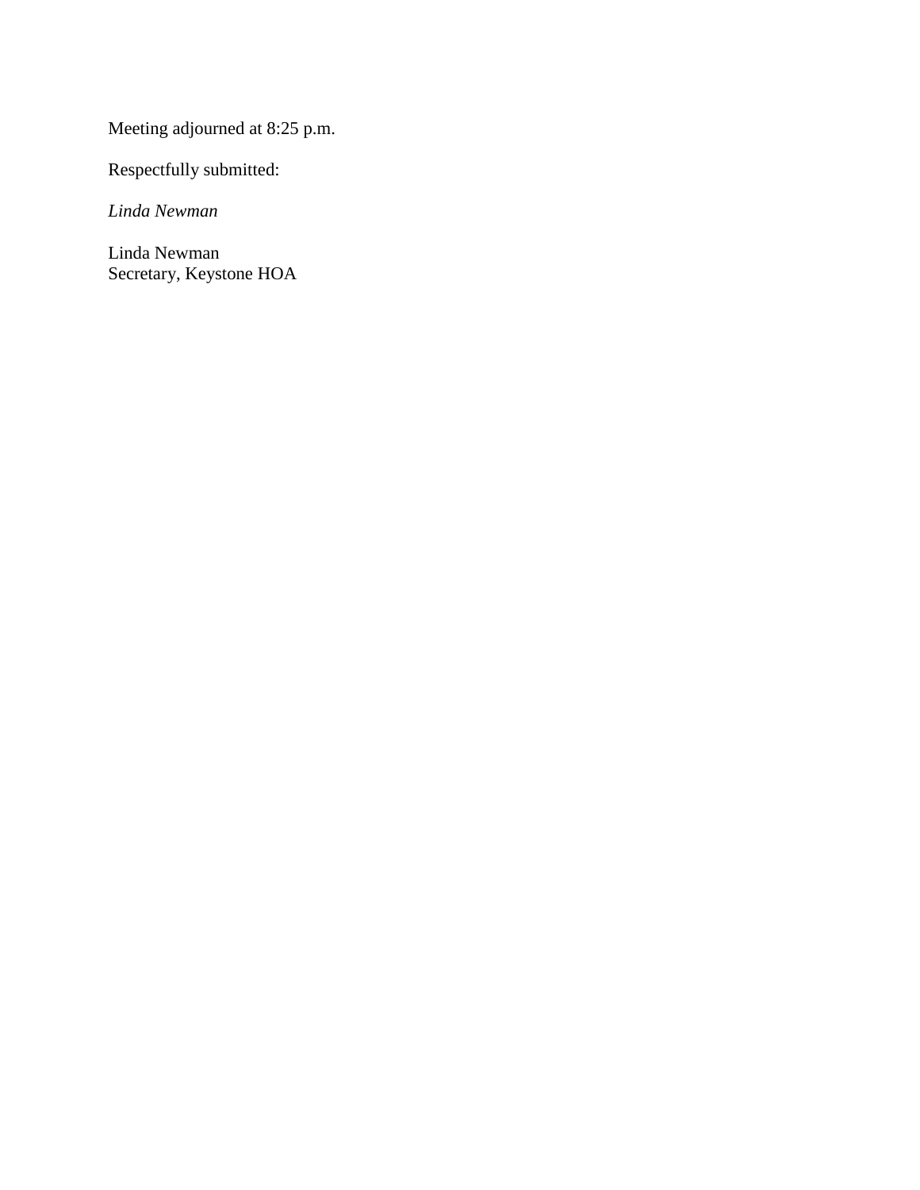Meeting adjourned at 8:25 p.m.

Respectfully submitted:

*Linda Newman*

Linda Newman
Secretary, Keystone HOA